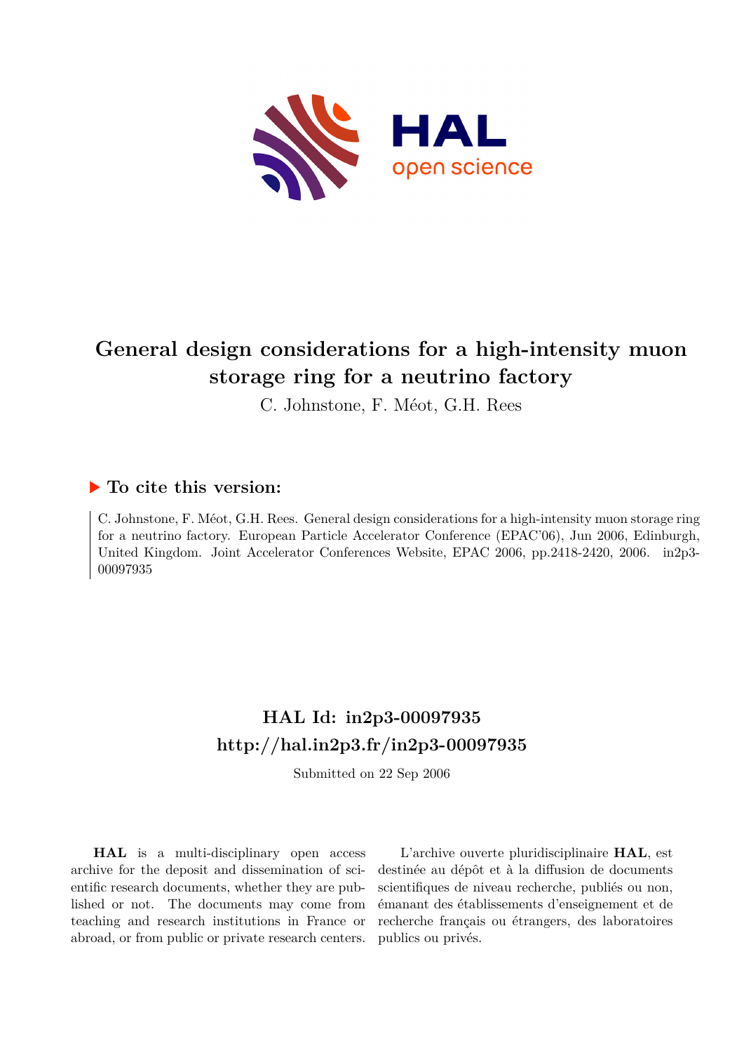# General design considerations for a high-intensity muon storage ring for a neutrino factory

C. Johnstone, F. Méot, G.H. Rees

## To cite this version:

C. Johnstone, F. Méot, G.H. Rees. General design considerations for a high-intensity muon storage ring for a neutrino factory. European Particle Accelerator Conference (EPAC'06), Jun 2006, Edinburgh, United Kingdom. Joint Accelerator Conferences Website, EPAC 2006, pp.2418-2420, 2006. in2p3-00097935

## HAL Id: in2p3-00097935

## http://hal.in2p3.fr/in2p3-00097935

Submitted on 22 Sep 2006

**HAL** is a multi-disciplinary open access archive for the deposit and dissemination of scientific research documents, whether they are published or not. The documents may come from teaching and research institutions in France or abroad, or from public or private research centers.

L'archive ouverte pluridisciplinaire **HAL**, est destinée au dépôt et à la diffusion de documents scientifiques de niveau recherche, publiés ou non, émanant des établissements d'enseignement et de recherche français ou étrangers, des laboratoires publics ou privés.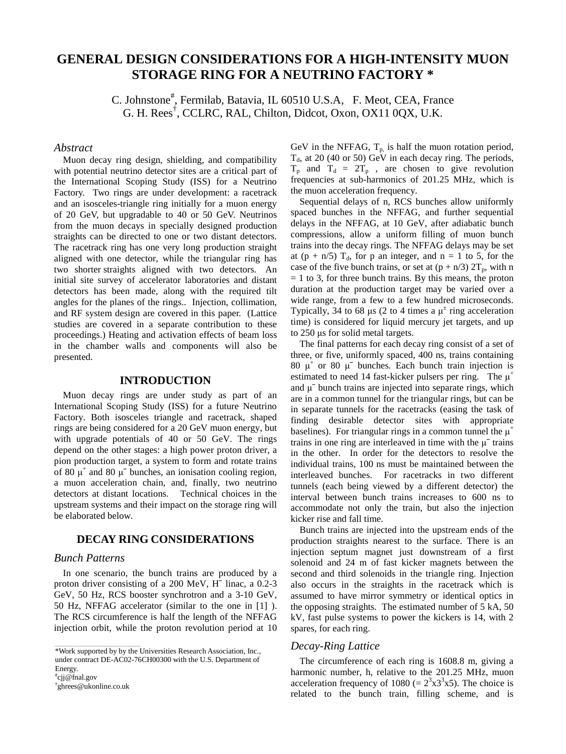# GENERAL DESIGN CONSIDERATIONS FOR A HIGH-INTENSITY MUON STORAGE RING FOR A NEUTRINO FACTORY *

C. Johnstone[#], Fermilab, Batavia, IL 60510 U.S.A, F. Meot, CEA, France
G. H. Rees[†], CCLRC, RAL, Chilton, Didcot, Oxon, OX11 0QX, U.K.

## *Abstract*

Muon decay ring design, shielding, and compatibility with potential neutrino detector sites are a critical part of the International Scoping Study (ISS) for a Neutrino Factory. Two rings are under development: a racetrack and an isosceles-triangle ring initially for a muon energy of 20 GeV, but upgradable to 40 or 50 GeV. Neutrinos from the muon decays in specially designed production straights can be directed to one or two distant detectors. The racetrack ring has one very long production straight aligned with one detector, while the triangular ring has two shorter straights aligned with two detectors. An initial site survey of accelerator laboratories and distant detectors has been made, along with the required tilt angles for the planes of the rings.. Injection, collimation, and RF system design are covered in this paper. (Lattice studies are covered in a separate contribution to these proceedings.) Heating and activation effects of beam loss in the chamber walls and components will also be presented.

## INTRODUCTION

Muon decay rings are under study as part of an International Scoping Study (ISS) for a future Neutrino Factory. Both isosceles triangle and racetrack, shaped rings are being considered for a 20 GeV muon energy, but with upgrade potentials of 40 or 50 GeV. The rings depend on the other stages: a high power proton driver, a pion production target, a system to form and rotate trains of 80 $\mu^+$ and 80 $\mu^-$ bunches, an ionisation cooling region, a muon acceleration chain, and, finally, two neutrino detectors at distant locations. Technical choices in the upstream systems and their impact on the storage ring will be elaborated below.

## DECAY RING CONSIDERATIONS

### *Bunch Patterns*

In one scenario, the bunch trains are produced by a proton driver consisting of a 200 MeV, $H^-$ linac, a 0.2-3 GeV, 50 Hz, RCS booster synchrotron and a 3-10 GeV, 50 Hz, NFFAG accelerator (similar to the one in [1] ). The RCS circumference is half the length of the NFFAG injection orbit, while the proton revolution period at 10 GeV in the NFFAG, $T_p$, is half the muon rotation period, $T_d$, at 20 (40 or 50) GeV in each decay ring. The periods, $T_p$ and $T_d = 2T_p$ , are chosen to give revolution frequencies at sub-harmonics of 201.25 MHz, which is the muon acceleration frequency.

Sequential delays of n, RCS bunches allow uniformly spaced bunches in the NFFAG, and further sequential delays in the NFFAG, at 10 GeV, after adiabatic bunch compressions, allow a uniform filling of muon bunch trains into the decay rings. The NFFAG delays may be set at (p + n/5) $T_d$, for p an integer, and n = 1 to 5, for the case of the five bunch trains, or set at (p + n/3) $2T_p$, with n = 1 to 3, for three bunch trains. By this means, the proton duration at the production target may be varied over a wide range, from a few to a few hundred microseconds. Typically, 34 to 68 μs (2 to 4 times a $\mu^\pm$ ring acceleration time) is considered for liquid mercury jet targets, and up to 250 μs for solid metal targets.

The final patterns for each decay ring consist of a set of three, or five, uniformly spaced, 400 ns, trains containing 80 $\mu^+$ or 80 $\mu^-$ bunches. Each bunch train injection is estimated to need 14 fast-kicker pulsers per ring. The $\mu^+$ and $\mu^-$ bunch trains are injected into separate rings, which are in a common tunnel for the triangular rings, but can be in separate tunnels for the racetracks (easing the task of finding desirable detector sites with appropriate baselines). For triangular rings in a common tunnel the $\mu^+$ trains in one ring are interleaved in time with the $\mu^-$ trains in the other. In order for the detectors to resolve the individual trains, 100 ns must be maintained between the interleaved bunches. For racetracks in two different tunnels (each being viewed by a different detector) the interval between bunch trains increases to 600 ns to accommodate not only the train, but also the injection kicker rise and fall time.

Bunch trains are injected into the upstream ends of the production straights nearest to the surface. There is an injection septum magnet just downstream of a first solenoid and 24 m of fast kicker magnets between the second and third solenoids in the triangle ring. Injection also occurs in the straights in the racetrack which is assumed to have mirror symmetry or identical optics in the opposing straights. The estimated number of 5 kA, 50 kV, fast pulse systems to power the kickers is 14, with 2 spares, for each ring.

### *Decay-Ring Lattice*

The circumference of each ring is 1608.8 m, giving a harmonic number, h, relative to the 201.25 MHz, muon acceleration frequency of 1080 (= $2^3$x$3^3$x5). The choice is related to the bunch train, filling scheme, and is

---

*Work supported by by the Universities Research Association, Inc., under contract DE-AC02-76CH00300 with the U.S. Department of Energy.
[#]cjj@fnal.gov
[†]ghrees@ukonline.co.uk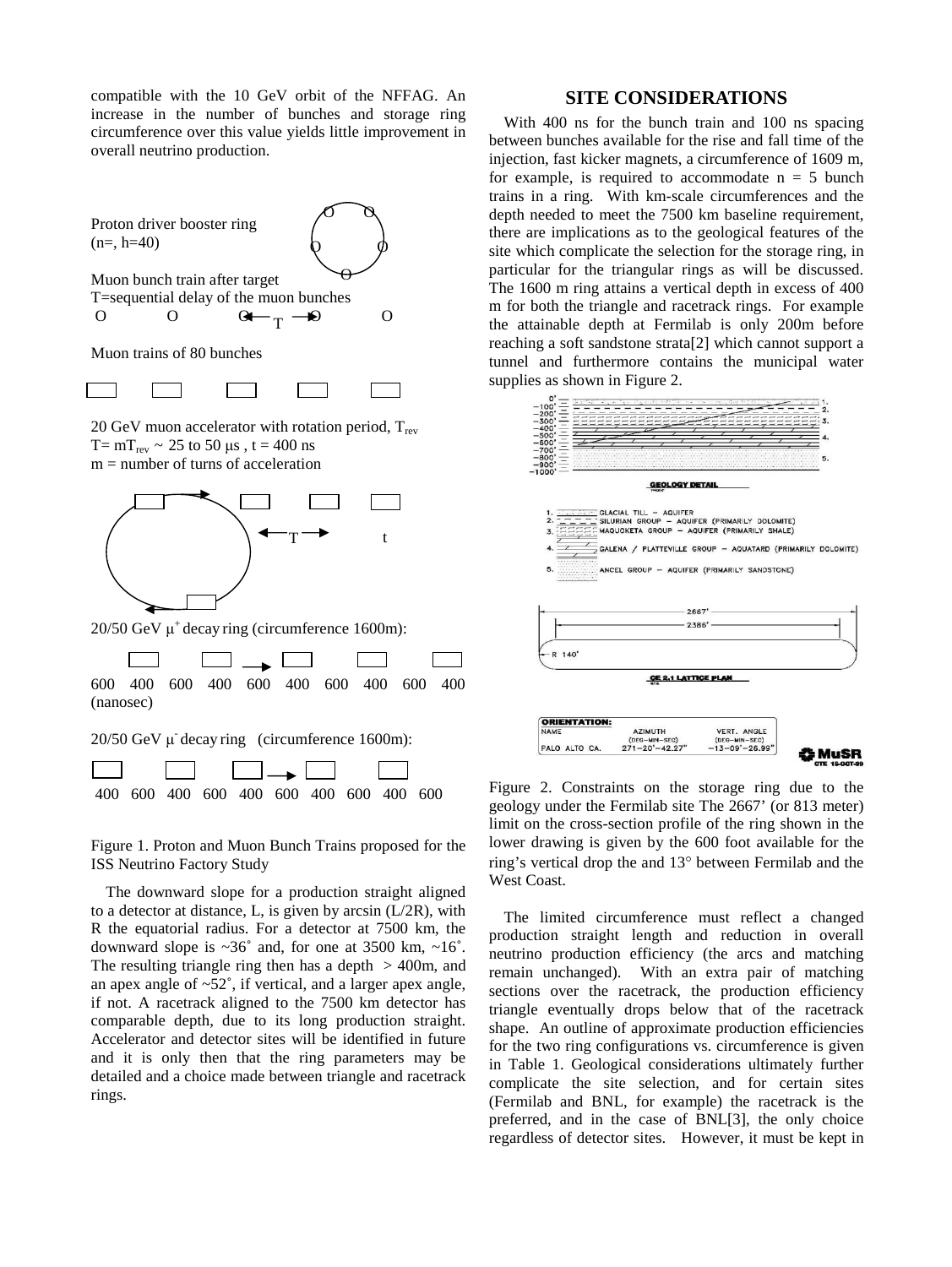compatible with the 10 GeV orbit of the NFFAG. An increase in the number of bunches and storage ring circumference over this value yields little improvement in overall neutrino production.

Proton driver booster ring
(n=, h=40)

Muon bunch train after target
T=sequential delay of the muon bunches

Muon trains of 80 bunches

20 GeV muon accelerator with rotation period, $T_{rev}$
T= $mT_{rev}$ ~ 25 to 50 μs , t = 400 ns
m = number of turns of acceleration

20/50 GeV $\mu^+$ decay ring (circumference 1600m):

600 400 600 400 600 400 600 400 600 400
(nanosec)

20/50 GeV $\mu^-$ decay ring (circumference 1600m):

400 600 400 600 400 600 400 600 400 600

Figure 1. Proton and Muon Bunch Trains proposed for the ISS Neutrino Factory Study

The downward slope for a production straight aligned to a detector at distance, L, is given by arcsin (L/2R), with R the equatorial radius. For a detector at 7500 km, the downward slope is ~36˚ and, for one at 3500 km, ~16˚. The resulting triangle ring then has a depth > 400m, and an apex angle of ~52˚, if vertical, and a larger apex angle, if not. A racetrack aligned to the 7500 km detector has comparable depth, due to its long production straight. Accelerator and detector sites will be identified in future and it is only then that the ring parameters may be detailed and a choice made between triangle and racetrack rings.

## SITE CONSIDERATIONS

With 400 ns for the bunch train and 100 ns spacing between bunches available for the rise and fall time of the injection, fast kicker magnets, a circumference of 1609 m, for example, is required to accommodate n = 5 bunch trains in a ring. With km-scale circumferences and the depth needed to meet the 7500 km baseline requirement, there are implications as to the geological features of the site which complicate the selection for the storage ring, in particular for the triangular rings as will be discussed. The 1600 m ring attains a vertical depth in excess of 400 m for both the triangle and racetrack rings. For example the attainable depth at Fermilab is only 200m before reaching a soft sandstone strata[2] which cannot support a tunnel and furthermore contains the municipal water supplies as shown in Figure 2.

GEOLOGY DETAIL

1. GLACIAL TILL – AQUIFER
2. SILURIAN GROUP – AQUIFER (PRIMARILY DOLOMITE)
3. MAQUOKETA GROUP – AQUIFER (PRIMARILY SHALE)
4. GALENA / PLATTEVILLE GROUP – AQUATARD (PRIMARILY DOLOMITE)
5. ANCEL GROUP – AQUIFER (PRIMARILY SANDSTONE)

2667'
2386'
R 140'

CE 2.1 LATTICE PLAN

| ORIENTATION: NAME | AZIMUTH (DEG–MIN–SEC) | VERT. ANGLE (DEG–MIN–SEC) |
|---|---|---|
| PALO ALTO CA. | 271–20'–42.27" | –13–09'–26.99" |

MuSR CTE 15-OCT-99

Figure 2. Constraints on the storage ring due to the geology under the Fermilab site The 2667' (or 813 meter) limit on the cross-section profile of the ring shown in the lower drawing is given by the 600 foot available for the ring's vertical drop the and 13° between Fermilab and the West Coast.

The limited circumference must reflect a changed production straight length and reduction in overall neutrino production efficiency (the arcs and matching remain unchanged). With an extra pair of matching sections over the racetrack, the production efficiency triangle eventually drops below that of the racetrack shape. An outline of approximate production efficiencies for the two ring configurations vs. circumference is given in Table 1. Geological considerations ultimately further complicate the site selection, and for certain sites (Fermilab and BNL, for example) the racetrack is the preferred, and in the case of BNL[3], the only choice regardless of detector sites. However, it must be kept in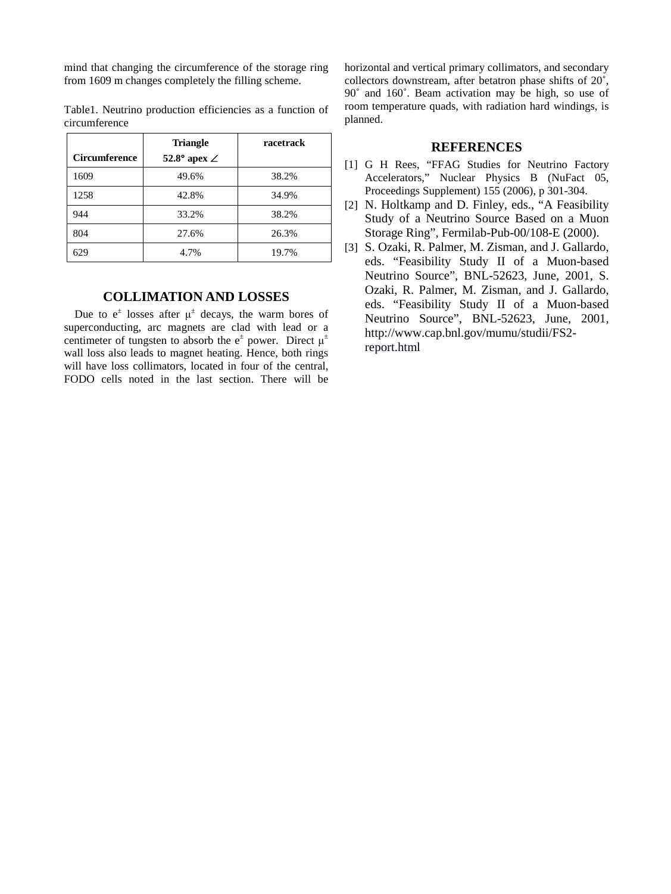mind that changing the circumference of the storage ring from 1609 m changes completely the filling scheme.

Table1. Neutrino production efficiencies as a function of circumference

| Circumference | Triangle 52.8° apex ∠ | racetrack |
|---|---|---|
| 1609 | 49.6% | 38.2% |
| 1258 | 42.8% | 34.9% |
| 944 | 33.2% | 38.2% |
| 804 | 27.6% | 26.3% |
| 629 | 4.7% | 19.7% |

## COLLIMATION AND LOSSES

Due to $e^{\pm}$ losses after $\mu^{\pm}$ decays, the warm bores of superconducting, arc magnets are clad with lead or a centimeter of tungsten to absorb the $e^{\pm}$ power. Direct $\mu^{\pm}$ wall loss also leads to magnet heating. Hence, both rings will have loss collimators, located in four of the central, FODO cells noted in the last section. There will be horizontal and vertical primary collimators, and secondary collectors downstream, after betatron phase shifts of 20˚, 90˚ and 160˚. Beam activation may be high, so use of room temperature quads, with radiation hard windings, is planned.

## REFERENCES

[1] G H Rees, "FFAG Studies for Neutrino Factory Accelerators," Nuclear Physics B (NuFact 05, Proceedings Supplement) 155 (2006), p 301-304.

[2] N. Holtkamp and D. Finley, eds., "A Feasibility Study of a Neutrino Source Based on a Muon Storage Ring", Fermilab-Pub-00/108-E (2000).

[3] S. Ozaki, R. Palmer, M. Zisman, and J. Gallardo, eds. "Feasibility Study II of a Muon-based Neutrino Source", BNL-52623, June, 2001, S. Ozaki, R. Palmer, M. Zisman, and J. Gallardo, eds. "Feasibility Study II of a Muon-based Neutrino Source", BNL-52623, June, 2001, http://www.cap.bnl.gov/mumu/studii/FS2-report.html